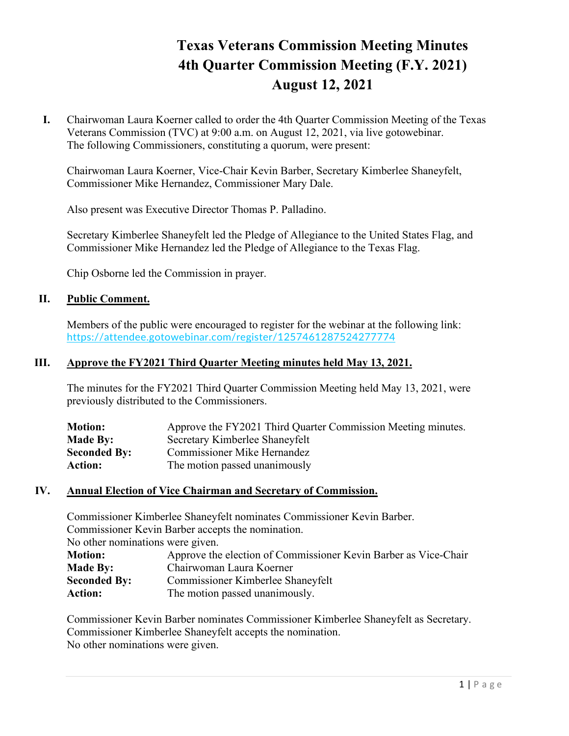# Texas Veterans Commission Meeting Minutes
# 4th Quarter Commission Meeting (F.Y. 2021)
# August 12, 2021

**I.** Chairwoman Laura Koerner called to order the 4th Quarter Commission Meeting of the Texas Veterans Commission (TVC) at 9:00 a.m. on August 12, 2021, via live gotowebinar. The following Commissioners, constituting a quorum, were present:

Chairwoman Laura Koerner, Vice-Chair Kevin Barber, Secretary Kimberlee Shaneyfelt, Commissioner Mike Hernandez, Commissioner Mary Dale.

Also present was Executive Director Thomas P. Palladino.

Secretary Kimberlee Shaneyfelt led the Pledge of Allegiance to the United States Flag, and Commissioner Mike Hernandez led the Pledge of Allegiance to the Texas Flag.

Chip Osborne led the Commission in prayer.

## II. Public Comment.

Members of the public were encouraged to register for the webinar at the following link: https://attendee.gotowebinar.com/register/1257461287524277774

## III. Approve the FY2021 Third Quarter Meeting minutes held May 13, 2021.

The minutes for the FY2021 Third Quarter Commission Meeting held May 13, 2021, were previously distributed to the Commissioners.

**Motion:** Approve the FY2021 Third Quarter Commission Meeting minutes.
**Made By:** Secretary Kimberlee Shaneyfelt
**Seconded By:** Commissioner Mike Hernandez
**Action:** The motion passed unanimously

## IV. Annual Election of Vice Chairman and Secretary of Commission.

Commissioner Kimberlee Shaneyfelt nominates Commissioner Kevin Barber.
Commissioner Kevin Barber accepts the nomination.
No other nominations were given.
**Motion:** Approve the election of Commissioner Kevin Barber as Vice-Chair
**Made By:** Chairwoman Laura Koerner
**Seconded By:** Commissioner Kimberlee Shaneyfelt
**Action:** The motion passed unanimously.

Commissioner Kevin Barber nominates Commissioner Kimberlee Shaneyfelt as Secretary.
Commissioner Kimberlee Shaneyfelt accepts the nomination.
No other nominations were given.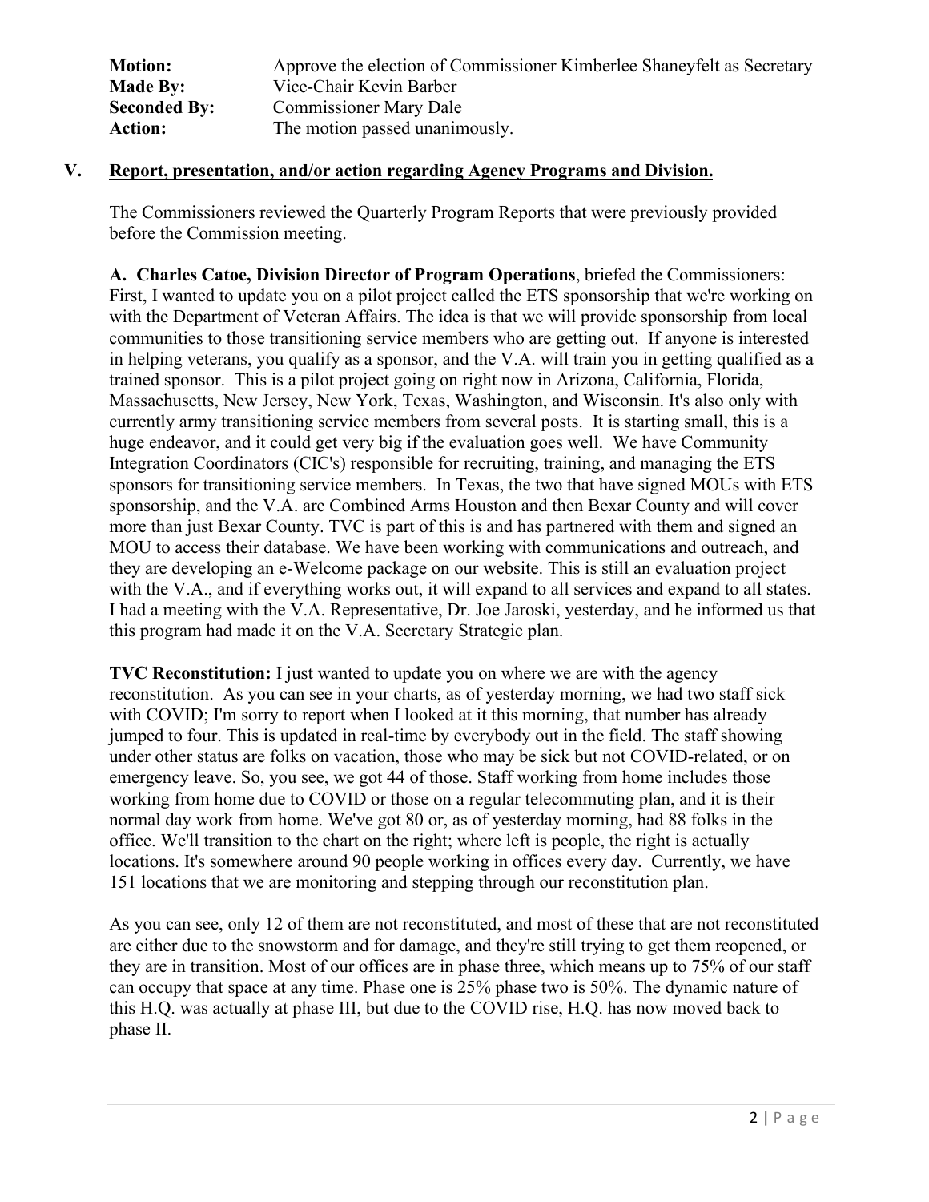| | |
|---|---|
| **Motion:** | Approve the election of Commissioner Kimberlee Shaneyfelt as Secretary |
| **Made By:** | Vice-Chair Kevin Barber |
| **Seconded By:** | Commissioner Mary Dale |
| **Action:** | The motion passed unanimously. |

## V. Report, presentation, and/or action regarding Agency Programs and Division.

The Commissioners reviewed the Quarterly Program Reports that were previously provided before the Commission meeting.

**A. Charles Catoe, Division Director of Program Operations**, briefed the Commissioners: First, I wanted to update you on a pilot project called the ETS sponsorship that we're working on with the Department of Veteran Affairs. The idea is that we will provide sponsorship from local communities to those transitioning service members who are getting out. If anyone is interested in helping veterans, you qualify as a sponsor, and the V.A. will train you in getting qualified as a trained sponsor. This is a pilot project going on right now in Arizona, California, Florida, Massachusetts, New Jersey, New York, Texas, Washington, and Wisconsin. It's also only with currently army transitioning service members from several posts. It is starting small, this is a huge endeavor, and it could get very big if the evaluation goes well. We have Community Integration Coordinators (CIC's) responsible for recruiting, training, and managing the ETS sponsors for transitioning service members. In Texas, the two that have signed MOUs with ETS sponsorship, and the V.A. are Combined Arms Houston and then Bexar County and will cover more than just Bexar County. TVC is part of this is and has partnered with them and signed an MOU to access their database. We have been working with communications and outreach, and they are developing an e-Welcome package on our website. This is still an evaluation project with the V.A., and if everything works out, it will expand to all services and expand to all states. I had a meeting with the V.A. Representative, Dr. Joe Jaroski, yesterday, and he informed us that this program had made it on the V.A. Secretary Strategic plan.

**TVC Reconstitution:** I just wanted to update you on where we are with the agency reconstitution. As you can see in your charts, as of yesterday morning, we had two staff sick with COVID; I'm sorry to report when I looked at it this morning, that number has already jumped to four. This is updated in real-time by everybody out in the field. The staff showing under other status are folks on vacation, those who may be sick but not COVID-related, or on emergency leave. So, you see, we got 44 of those. Staff working from home includes those working from home due to COVID or those on a regular telecommuting plan, and it is their normal day work from home. We've got 80 or, as of yesterday morning, had 88 folks in the office. We'll transition to the chart on the right; where left is people, the right is actually locations. It's somewhere around 90 people working in offices every day. Currently, we have 151 locations that we are monitoring and stepping through our reconstitution plan.

As you can see, only 12 of them are not reconstituted, and most of these that are not reconstituted are either due to the snowstorm and for damage, and they're still trying to get them reopened, or they are in transition. Most of our offices are in phase three, which means up to 75% of our staff can occupy that space at any time. Phase one is 25% phase two is 50%. The dynamic nature of this H.Q. was actually at phase III, but due to the COVID rise, H.Q. has now moved back to phase II.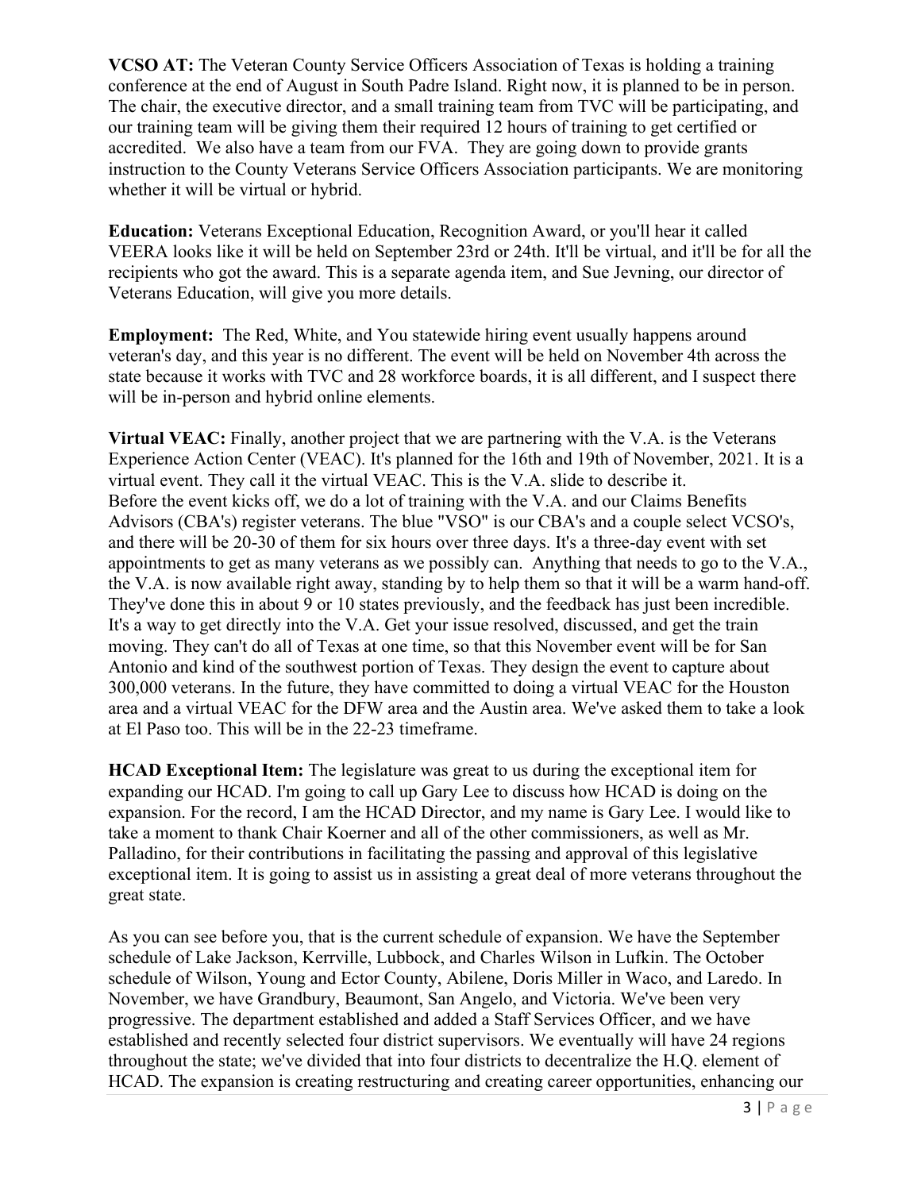**VCSO AT:** The Veteran County Service Officers Association of Texas is holding a training conference at the end of August in South Padre Island. Right now, it is planned to be in person. The chair, the executive director, and a small training team from TVC will be participating, and our training team will be giving them their required 12 hours of training to get certified or accredited. We also have a team from our FVA. They are going down to provide grants instruction to the County Veterans Service Officers Association participants. We are monitoring whether it will be virtual or hybrid.

**Education:** Veterans Exceptional Education, Recognition Award, or you'll hear it called VEERA looks like it will be held on September 23rd or 24th. It'll be virtual, and it'll be for all the recipients who got the award. This is a separate agenda item, and Sue Jevning, our director of Veterans Education, will give you more details.

**Employment:** The Red, White, and You statewide hiring event usually happens around veteran's day, and this year is no different. The event will be held on November 4th across the state because it works with TVC and 28 workforce boards, it is all different, and I suspect there will be in-person and hybrid online elements.

**Virtual VEAC:** Finally, another project that we are partnering with the V.A. is the Veterans Experience Action Center (VEAC). It's planned for the 16th and 19th of November, 2021. It is a virtual event. They call it the virtual VEAC. This is the V.A. slide to describe it.
Before the event kicks off, we do a lot of training with the V.A. and our Claims Benefits Advisors (CBA's) register veterans. The blue "VSO" is our CBA's and a couple select VCSO's, and there will be 20-30 of them for six hours over three days. It's a three-day event with set appointments to get as many veterans as we possibly can. Anything that needs to go to the V.A., the V.A. is now available right away, standing by to help them so that it will be a warm hand-off. They've done this in about 9 or 10 states previously, and the feedback has just been incredible. It's a way to get directly into the V.A. Get your issue resolved, discussed, and get the train moving. They can't do all of Texas at one time, so that this November event will be for San Antonio and kind of the southwest portion of Texas. They design the event to capture about 300,000 veterans. In the future, they have committed to doing a virtual VEAC for the Houston area and a virtual VEAC for the DFW area and the Austin area. We've asked them to take a look at El Paso too. This will be in the 22-23 timeframe.

**HCAD Exceptional Item:** The legislature was great to us during the exceptional item for expanding our HCAD. I'm going to call up Gary Lee to discuss how HCAD is doing on the expansion. For the record, I am the HCAD Director, and my name is Gary Lee. I would like to take a moment to thank Chair Koerner and all of the other commissioners, as well as Mr. Palladino, for their contributions in facilitating the passing and approval of this legislative exceptional item. It is going to assist us in assisting a great deal of more veterans throughout the great state.

As you can see before you, that is the current schedule of expansion. We have the September schedule of Lake Jackson, Kerrville, Lubbock, and Charles Wilson in Lufkin. The October schedule of Wilson, Young and Ector County, Abilene, Doris Miller in Waco, and Laredo. In November, we have Grandbury, Beaumont, San Angelo, and Victoria. We've been very progressive. The department established and added a Staff Services Officer, and we have established and recently selected four district supervisors. We eventually will have 24 regions throughout the state; we've divided that into four districts to decentralize the H.Q. element of HCAD. The expansion is creating restructuring and creating career opportunities, enhancing our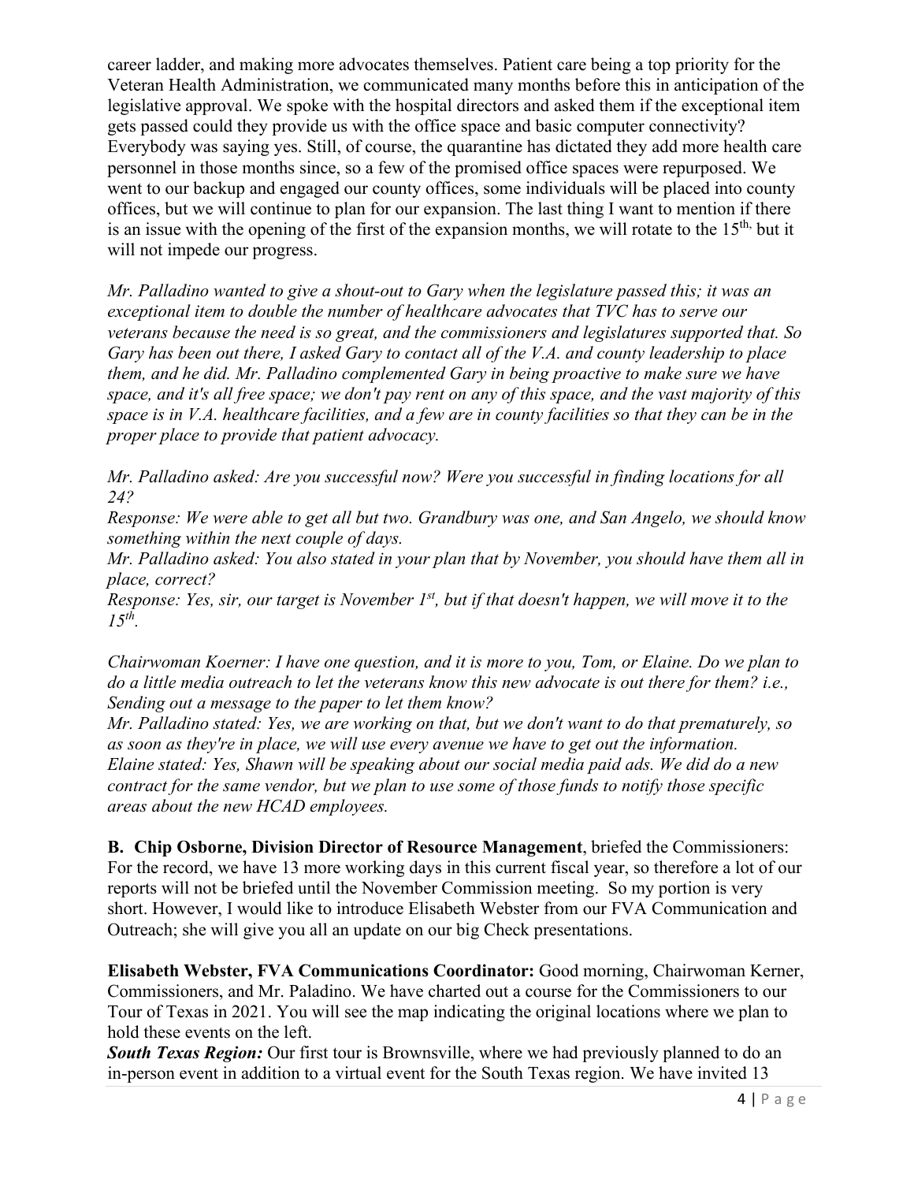career ladder, and making more advocates themselves. Patient care being a top priority for the Veteran Health Administration, we communicated many months before this in anticipation of the legislative approval. We spoke with the hospital directors and asked them if the exceptional item gets passed could they provide us with the office space and basic computer connectivity? Everybody was saying yes. Still, of course, the quarantine has dictated they add more health care personnel in those months since, so a few of the promised office spaces were repurposed. We went to our backup and engaged our county offices, some individuals will be placed into county offices, but we will continue to plan for our expansion. The last thing I want to mention if there is an issue with the opening of the first of the expansion months, we will rotate to the 15th, but it will not impede our progress.

*Mr. Palladino wanted to give a shout-out to Gary when the legislature passed this; it was an exceptional item to double the number of healthcare advocates that TVC has to serve our veterans because the need is so great, and the commissioners and legislatures supported that. So Gary has been out there, I asked Gary to contact all of the V.A. and county leadership to place them, and he did. Mr. Palladino complemented Gary in being proactive to make sure we have space, and it's all free space; we don't pay rent on any of this space, and the vast majority of this space is in V.A. healthcare facilities, and a few are in county facilities so that they can be in the proper place to provide that patient advocacy.*

*Mr. Palladino asked: Are you successful now? Were you successful in finding locations for all 24?*
*Response: We were able to get all but two. Grandbury was one, and San Angelo, we should know something within the next couple of days.*
*Mr. Palladino asked: You also stated in your plan that by November, you should have them all in place, correct?*
*Response: Yes, sir, our target is November 1st, but if that doesn't happen, we will move it to the 15th.*

*Chairwoman Koerner: I have one question, and it is more to you, Tom, or Elaine. Do we plan to do a little media outreach to let the veterans know this new advocate is out there for them? i.e., Sending out a message to the paper to let them know?*
*Mr. Palladino stated: Yes, we are working on that, but we don't want to do that prematurely, so as soon as they're in place, we will use every avenue we have to get out the information.*
*Elaine stated: Yes, Shawn will be speaking about our social media paid ads. We did do a new contract for the same vendor, but we plan to use some of those funds to notify those specific areas about the new HCAD employees.*

**B. Chip Osborne, Division Director of Resource Management**, briefed the Commissioners: For the record, we have 13 more working days in this current fiscal year, so therefore a lot of our reports will not be briefed until the November Commission meeting. So my portion is very short. However, I would like to introduce Elisabeth Webster from our FVA Communication and Outreach; she will give you all an update on our big Check presentations.

**Elisabeth Webster, FVA Communications Coordinator:** Good morning, Chairwoman Kerner, Commissioners, and Mr. Paladino. We have charted out a course for the Commissioners to our Tour of Texas in 2021. You will see the map indicating the original locations where we plan to hold these events on the left.

***South Texas Region:*** Our first tour is Brownsville, where we had previously planned to do an in-person event in addition to a virtual event for the South Texas region. We have invited 13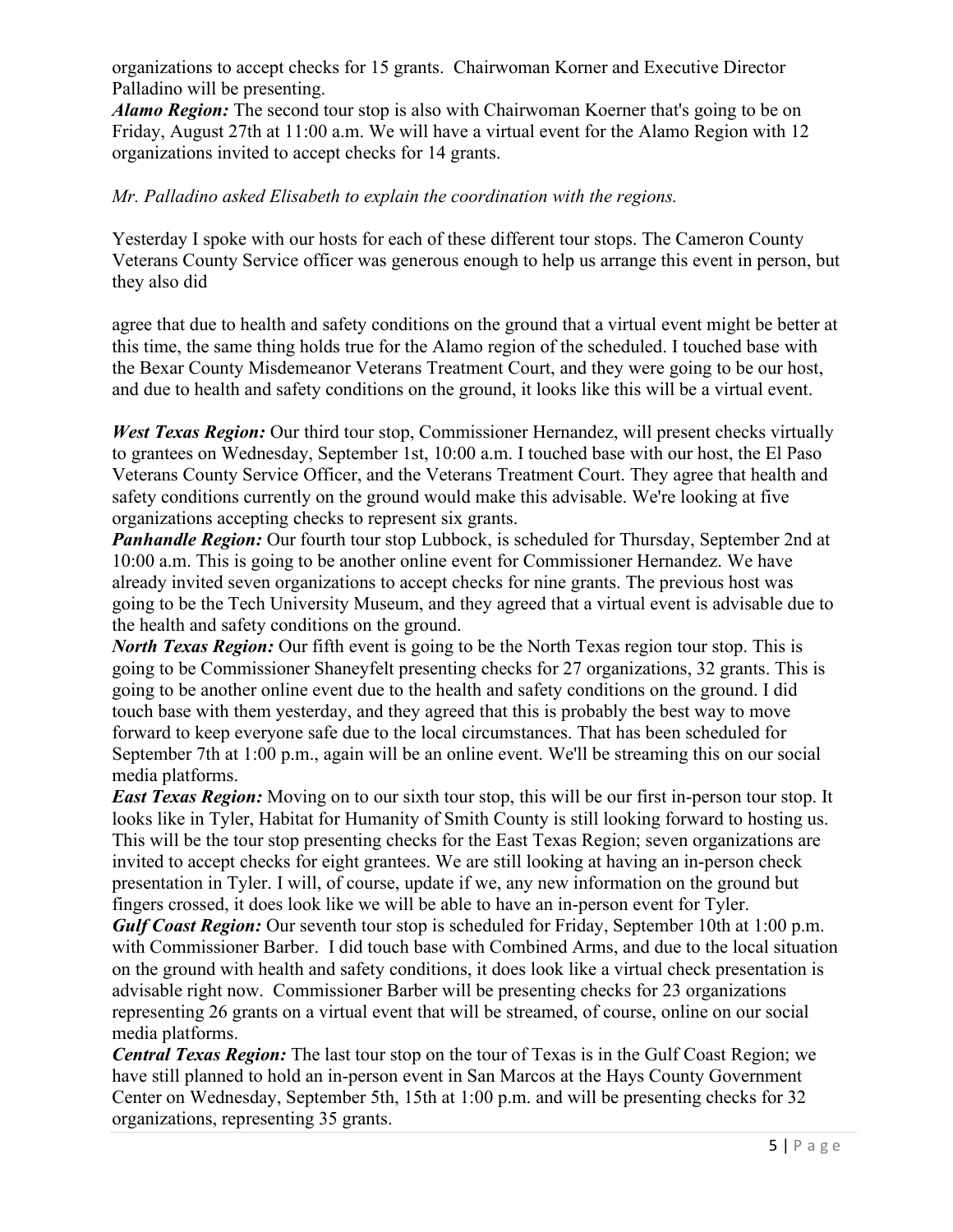organizations to accept checks for 15 grants. Chairwoman Korner and Executive Director Palladino will be presenting.

***Alamo Region:*** The second tour stop is also with Chairwoman Koerner that's going to be on Friday, August 27th at 11:00 a.m. We will have a virtual event for the Alamo Region with 12 organizations invited to accept checks for 14 grants.

*Mr. Palladino asked Elisabeth to explain the coordination with the regions.*

Yesterday I spoke with our hosts for each of these different tour stops. The Cameron County Veterans County Service officer was generous enough to help us arrange this event in person, but they also did

agree that due to health and safety conditions on the ground that a virtual event might be better at this time, the same thing holds true for the Alamo region of the scheduled. I touched base with the Bexar County Misdemeanor Veterans Treatment Court, and they were going to be our host, and due to health and safety conditions on the ground, it looks like this will be a virtual event.

***West Texas Region:*** Our third tour stop, Commissioner Hernandez, will present checks virtually to grantees on Wednesday, September 1st, 10:00 a.m. I touched base with our host, the El Paso Veterans County Service Officer, and the Veterans Treatment Court. They agree that health and safety conditions currently on the ground would make this advisable. We're looking at five organizations accepting checks to represent six grants.

***Panhandle Region:*** Our fourth tour stop Lubbock, is scheduled for Thursday, September 2nd at 10:00 a.m. This is going to be another online event for Commissioner Hernandez. We have already invited seven organizations to accept checks for nine grants. The previous host was going to be the Tech University Museum, and they agreed that a virtual event is advisable due to the health and safety conditions on the ground.

***North Texas Region:*** Our fifth event is going to be the North Texas region tour stop. This is going to be Commissioner Shaneyfelt presenting checks for 27 organizations, 32 grants. This is going to be another online event due to the health and safety conditions on the ground. I did touch base with them yesterday, and they agreed that this is probably the best way to move forward to keep everyone safe due to the local circumstances. That has been scheduled for September 7th at 1:00 p.m., again will be an online event. We'll be streaming this on our social media platforms.

***East Texas Region:*** Moving on to our sixth tour stop, this will be our first in-person tour stop. It looks like in Tyler, Habitat for Humanity of Smith County is still looking forward to hosting us. This will be the tour stop presenting checks for the East Texas Region; seven organizations are invited to accept checks for eight grantees. We are still looking at having an in-person check presentation in Tyler. I will, of course, update if we, any new information on the ground but fingers crossed, it does look like we will be able to have an in-person event for Tyler.

***Gulf Coast Region:*** Our seventh tour stop is scheduled for Friday, September 10th at 1:00 p.m. with Commissioner Barber. I did touch base with Combined Arms, and due to the local situation on the ground with health and safety conditions, it does look like a virtual check presentation is advisable right now. Commissioner Barber will be presenting checks for 23 organizations representing 26 grants on a virtual event that will be streamed, of course, online on our social media platforms.

***Central Texas Region:*** The last tour stop on the tour of Texas is in the Gulf Coast Region; we have still planned to hold an in-person event in San Marcos at the Hays County Government Center on Wednesday, September 5th, 15th at 1:00 p.m. and will be presenting checks for 32 organizations, representing 35 grants.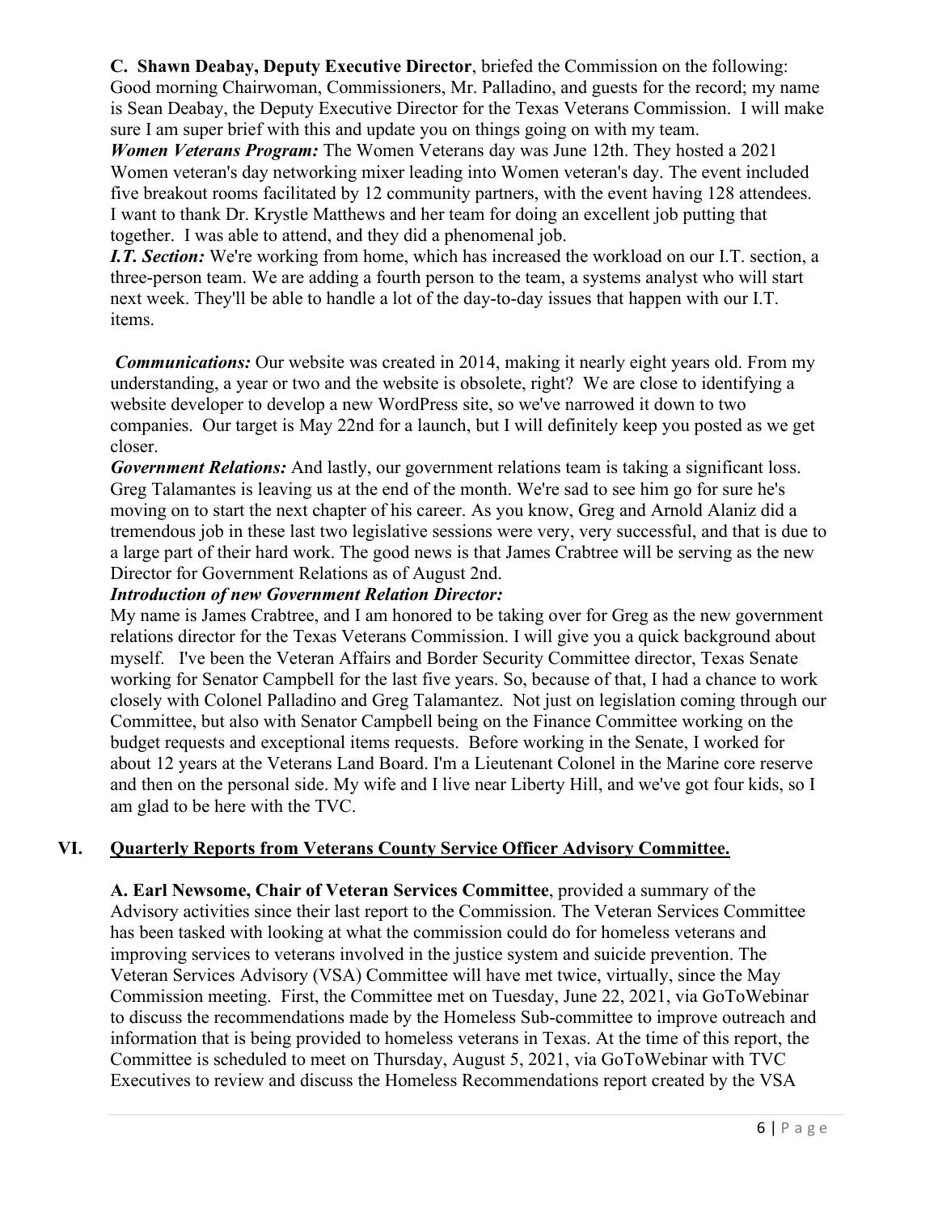**C. Shawn Deabay, Deputy Executive Director**, briefed the Commission on the following: Good morning Chairwoman, Commissioners, Mr. Palladino, and guests for the record; my name is Sean Deabay, the Deputy Executive Director for the Texas Veterans Commission. I will make sure I am super brief with this and update you on things going on with my team.

***Women Veterans Program:*** The Women Veterans day was June 12th. They hosted a 2021 Women veteran's day networking mixer leading into Women veteran's day. The event included five breakout rooms facilitated by 12 community partners, with the event having 128 attendees. I want to thank Dr. Krystle Matthews and her team for doing an excellent job putting that together. I was able to attend, and they did a phenomenal job.

***I.T. Section:*** We're working from home, which has increased the workload on our I.T. section, a three-person team. We are adding a fourth person to the team, a systems analyst who will start next week. They'll be able to handle a lot of the day-to-day issues that happen with our I.T. items.

***Communications:*** Our website was created in 2014, making it nearly eight years old. From my understanding, a year or two and the website is obsolete, right? We are close to identifying a website developer to develop a new WordPress site, so we've narrowed it down to two companies. Our target is May 22nd for a launch, but I will definitely keep you posted as we get closer.

***Government Relations:*** And lastly, our government relations team is taking a significant loss. Greg Talamantes is leaving us at the end of the month. We're sad to see him go for sure he's moving on to start the next chapter of his career. As you know, Greg and Arnold Alaniz did a tremendous job in these last two legislative sessions were very, very successful, and that is due to a large part of their hard work. The good news is that James Crabtree will be serving as the new Director for Government Relations as of August 2nd.

***Introduction of new Government Relation Director:***

My name is James Crabtree, and I am honored to be taking over for Greg as the new government relations director for the Texas Veterans Commission. I will give you a quick background about myself. I've been the Veteran Affairs and Border Security Committee director, Texas Senate working for Senator Campbell for the last five years. So, because of that, I had a chance to work closely with Colonel Palladino and Greg Talamantez. Not just on legislation coming through our Committee, but also with Senator Campbell being on the Finance Committee working on the budget requests and exceptional items requests. Before working in the Senate, I worked for about 12 years at the Veterans Land Board. I'm a Lieutenant Colonel in the Marine core reserve and then on the personal side. My wife and I live near Liberty Hill, and we've got four kids, so I am glad to be here with the TVC.

## VI. Quarterly Reports from Veterans County Service Officer Advisory Committee.

**A. Earl Newsome, Chair of Veteran Services Committee**, provided a summary of the Advisory activities since their last report to the Commission. The Veteran Services Committee has been tasked with looking at what the commission could do for homeless veterans and improving services to veterans involved in the justice system and suicide prevention. The Veteran Services Advisory (VSA) Committee will have met twice, virtually, since the May Commission meeting. First, the Committee met on Tuesday, June 22, 2021, via GoToWebinar to discuss the recommendations made by the Homeless Sub-committee to improve outreach and information that is being provided to homeless veterans in Texas. At the time of this report, the Committee is scheduled to meet on Thursday, August 5, 2021, via GoToWebinar with TVC Executives to review and discuss the Homeless Recommendations report created by the VSA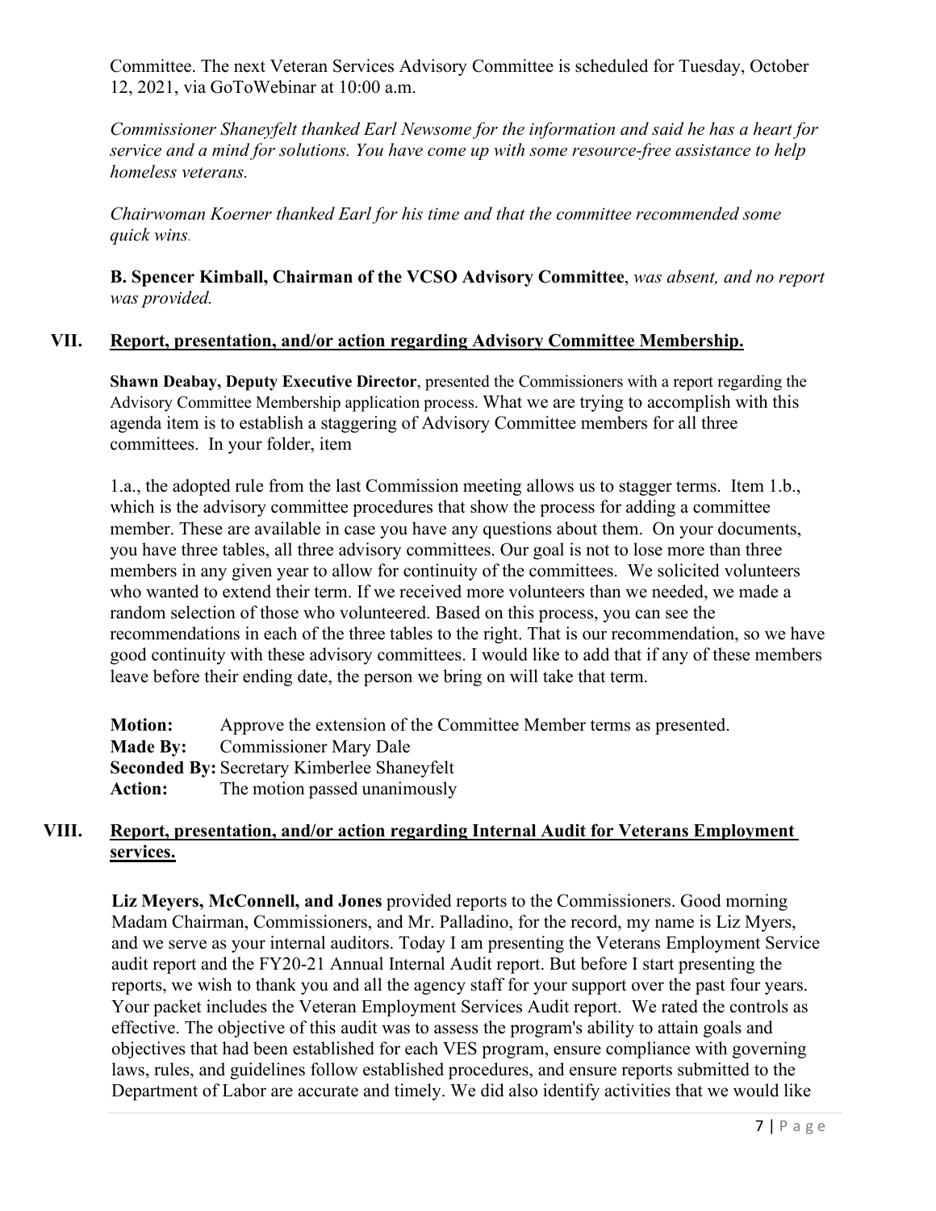Committee. The next Veteran Services Advisory Committee is scheduled for Tuesday, October 12, 2021, via GoToWebinar at 10:00 a.m.

*Commissioner Shaneyfelt thanked Earl Newsome for the information and said he has a heart for service and a mind for solutions. You have come up with some resource-free assistance to help homeless veterans.*

*Chairwoman Koerner thanked Earl for his time and that the committee recommended some quick wins.*

**B. Spencer Kimball, Chairman of the VCSO Advisory Committee**, *was absent, and no report was provided.*

## VII. Report, presentation, and/or action regarding Advisory Committee Membership.

**Shawn Deabay, Deputy Executive Director**, presented the Commissioners with a report regarding the Advisory Committee Membership application process. What we are trying to accomplish with this agenda item is to establish a staggering of Advisory Committee members for all three committees. In your folder, item

1.a., the adopted rule from the last Commission meeting allows us to stagger terms. Item 1.b., which is the advisory committee procedures that show the process for adding a committee member. These are available in case you have any questions about them. On your documents, you have three tables, all three advisory committees. Our goal is not to lose more than three members in any given year to allow for continuity of the committees. We solicited volunteers who wanted to extend their term. If we received more volunteers than we needed, we made a random selection of those who volunteered. Based on this process, you can see the recommendations in each of the three tables to the right. That is our recommendation, so we have good continuity with these advisory committees. I would like to add that if any of these members leave before their ending date, the person we bring on will take that term.

**Motion:** Approve the extension of the Committee Member terms as presented.
**Made By:** Commissioner Mary Dale
**Seconded By:** Secretary Kimberlee Shaneyfelt
**Action:** The motion passed unanimously

## VIII. Report, presentation, and/or action regarding Internal Audit for Veterans Employment services.

**Liz Meyers, McConnell, and Jones** provided reports to the Commissioners. Good morning Madam Chairman, Commissioners, and Mr. Palladino, for the record, my name is Liz Myers, and we serve as your internal auditors. Today I am presenting the Veterans Employment Service audit report and the FY20-21 Annual Internal Audit report. But before I start presenting the reports, we wish to thank you and all the agency staff for your support over the past four years. Your packet includes the Veteran Employment Services Audit report. We rated the controls as effective. The objective of this audit was to assess the program's ability to attain goals and objectives that had been established for each VES program, ensure compliance with governing laws, rules, and guidelines follow established procedures, and ensure reports submitted to the Department of Labor are accurate and timely. We did also identify activities that we would like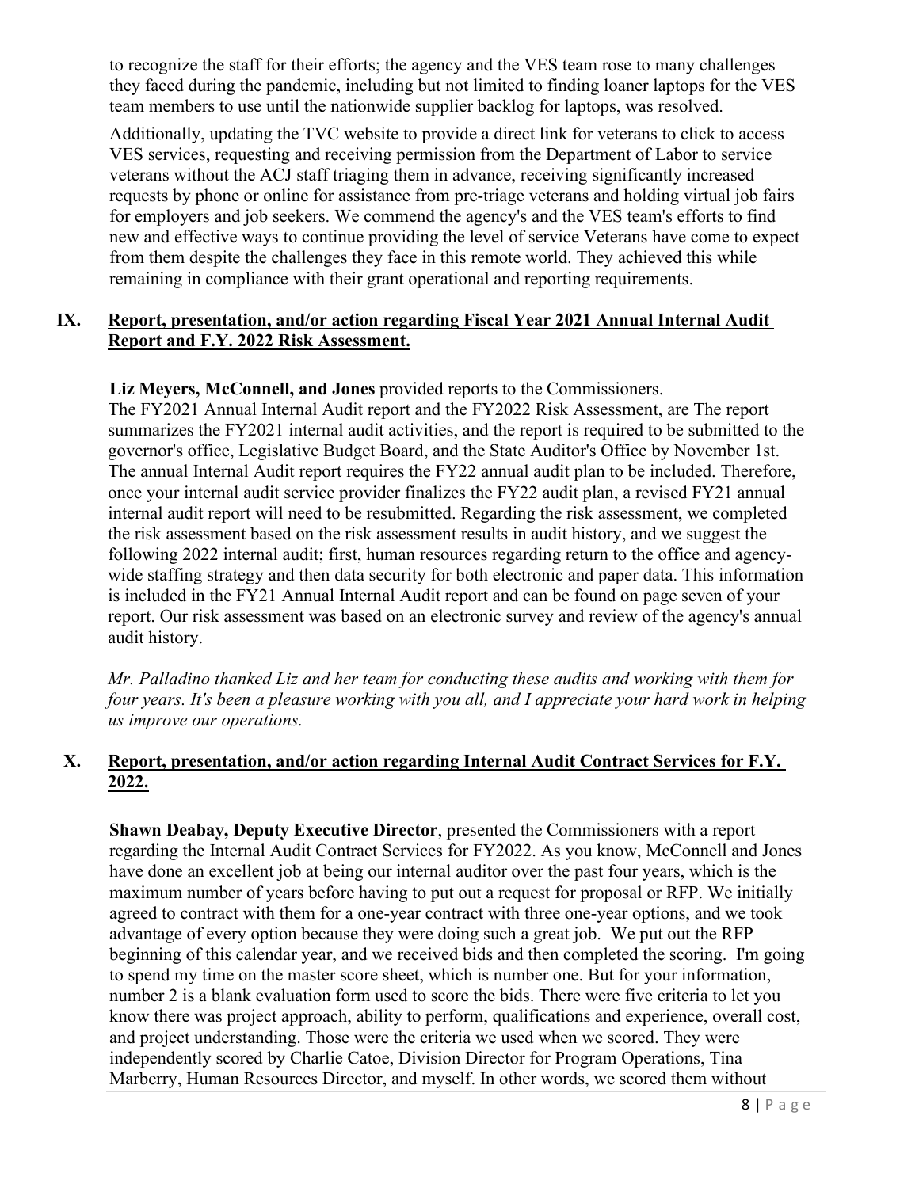to recognize the staff for their efforts; the agency and the VES team rose to many challenges they faced during the pandemic, including but not limited to finding loaner laptops for the VES team members to use until the nationwide supplier backlog for laptops, was resolved.

Additionally, updating the TVC website to provide a direct link for veterans to click to access VES services, requesting and receiving permission from the Department of Labor to service veterans without the ACJ staff triaging them in advance, receiving significantly increased requests by phone or online for assistance from pre-triage veterans and holding virtual job fairs for employers and job seekers. We commend the agency's and the VES team's efforts to find new and effective ways to continue providing the level of service Veterans have come to expect from them despite the challenges they face in this remote world. They achieved this while remaining in compliance with their grant operational and reporting requirements.

## IX. Report, presentation, and/or action regarding Fiscal Year 2021 Annual Internal Audit Report and F.Y. 2022 Risk Assessment.

**Liz Meyers, McConnell, and Jones** provided reports to the Commissioners. The FY2021 Annual Internal Audit report and the FY2022 Risk Assessment, are The report summarizes the FY2021 internal audit activities, and the report is required to be submitted to the governor's office, Legislative Budget Board, and the State Auditor's Office by November 1st. The annual Internal Audit report requires the FY22 annual audit plan to be included. Therefore, once your internal audit service provider finalizes the FY22 audit plan, a revised FY21 annual internal audit report will need to be resubmitted. Regarding the risk assessment, we completed the risk assessment based on the risk assessment results in audit history, and we suggest the following 2022 internal audit; first, human resources regarding return to the office and agency-wide staffing strategy and then data security for both electronic and paper data. This information is included in the FY21 Annual Internal Audit report and can be found on page seven of your report. Our risk assessment was based on an electronic survey and review of the agency's annual audit history.

*Mr. Palladino thanked Liz and her team for conducting these audits and working with them for four years. It's been a pleasure working with you all, and I appreciate your hard work in helping us improve our operations.*

## X. Report, presentation, and/or action regarding Internal Audit Contract Services for F.Y. 2022.

**Shawn Deabay, Deputy Executive Director**, presented the Commissioners with a report regarding the Internal Audit Contract Services for FY2022. As you know, McConnell and Jones have done an excellent job at being our internal auditor over the past four years, which is the maximum number of years before having to put out a request for proposal or RFP. We initially agreed to contract with them for a one-year contract with three one-year options, and we took advantage of every option because they were doing such a great job. We put out the RFP beginning of this calendar year, and we received bids and then completed the scoring. I'm going to spend my time on the master score sheet, which is number one. But for your information, number 2 is a blank evaluation form used to score the bids. There were five criteria to let you know there was project approach, ability to perform, qualifications and experience, overall cost, and project understanding. Those were the criteria we used when we scored. They were independently scored by Charlie Catoe, Division Director for Program Operations, Tina Marberry, Human Resources Director, and myself. In other words, we scored them without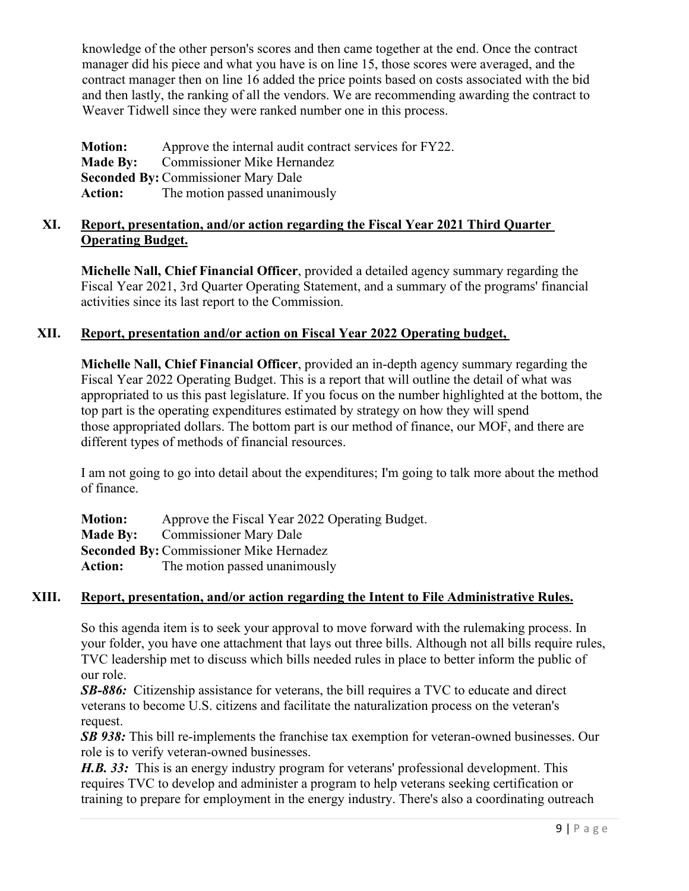knowledge of the other person's scores and then came together at the end. Once the contract manager did his piece and what you have is on line 15, those scores were averaged, and the contract manager then on line 16 added the price points based on costs associated with the bid and then lastly, the ranking of all the vendors. We are recommending awarding the contract to Weaver Tidwell since they were ranked number one in this process.

**Motion:** Approve the internal audit contract services for FY22.
**Made By:** Commissioner Mike Hernandez
**Seconded By:** Commissioner Mary Dale
**Action:** The motion passed unanimously

## XI. Report, presentation, and/or action regarding the Fiscal Year 2021 Third Quarter Operating Budget.

**Michelle Nall, Chief Financial Officer**, provided a detailed agency summary regarding the Fiscal Year 2021, 3rd Quarter Operating Statement, and a summary of the programs' financial activities since its last report to the Commission.

## XII. Report, presentation and/or action on Fiscal Year 2022 Operating budget,

**Michelle Nall, Chief Financial Officer**, provided an in-depth agency summary regarding the Fiscal Year 2022 Operating Budget. This is a report that will outline the detail of what was appropriated to us this past legislature. If you focus on the number highlighted at the bottom, the top part is the operating expenditures estimated by strategy on how they will spend those appropriated dollars. The bottom part is our method of finance, our MOF, and there are different types of methods of financial resources.

I am not going to go into detail about the expenditures; I'm going to talk more about the method of finance.

**Motion:** Approve the Fiscal Year 2022 Operating Budget.
**Made By:** Commissioner Mary Dale
**Seconded By:** Commissioner Mike Hernadez
**Action:** The motion passed unanimously

## XIII. Report, presentation, and/or action regarding the Intent to File Administrative Rules.

So this agenda item is to seek your approval to move forward with the rulemaking process. In your folder, you have one attachment that lays out three bills. Although not all bills require rules, TVC leadership met to discuss which bills needed rules in place to better inform the public of our role.
***SB-886:*** Citizenship assistance for veterans, the bill requires a TVC to educate and direct veterans to become U.S. citizens and facilitate the naturalization process on the veteran's request.
***SB 938:*** This bill re-implements the franchise tax exemption for veteran-owned businesses. Our role is to verify veteran-owned businesses.
***H.B. 33:*** This is an energy industry program for veterans' professional development. This requires TVC to develop and administer a program to help veterans seeking certification or training to prepare for employment in the energy industry. There's also a coordinating outreach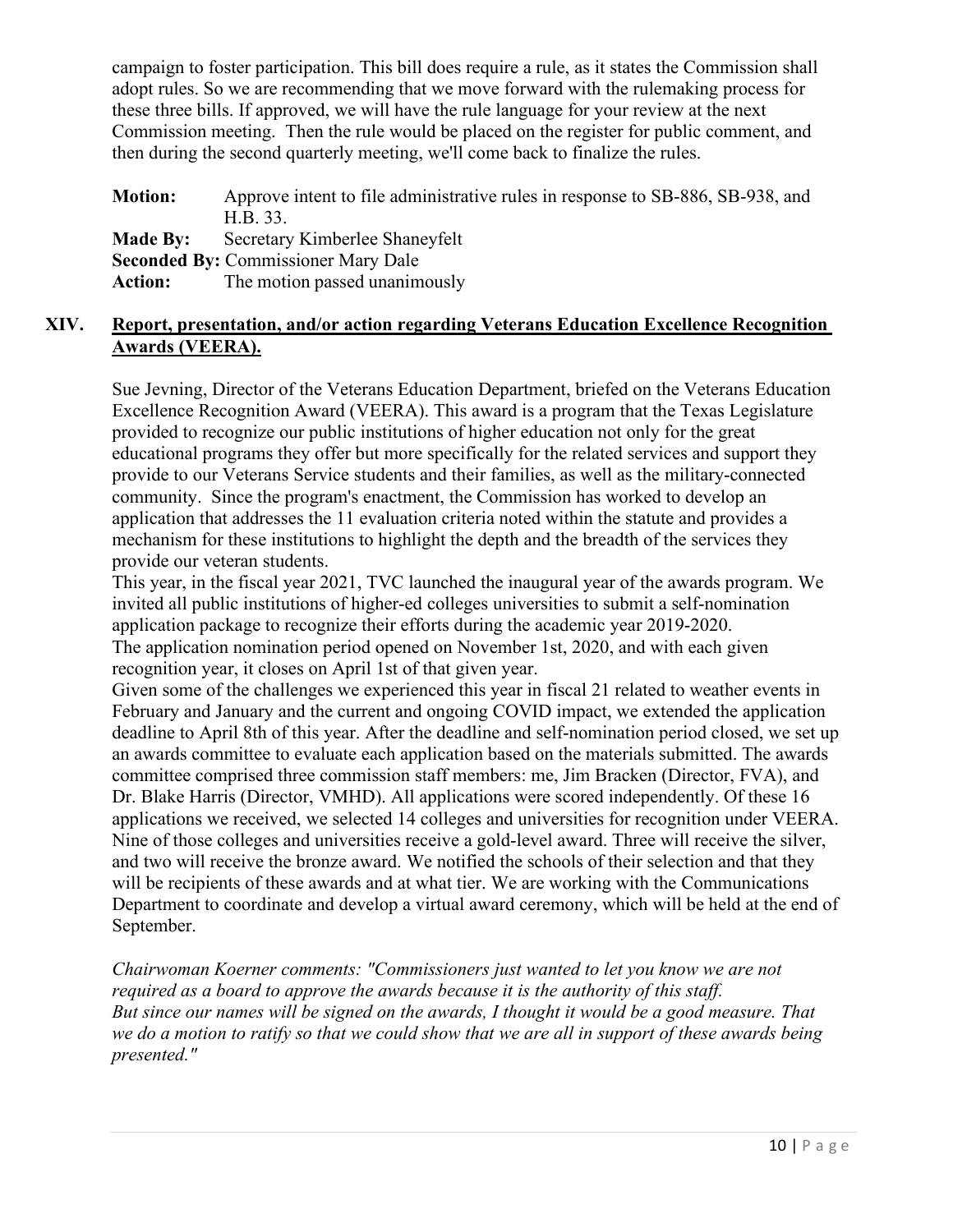campaign to foster participation. This bill does require a rule, as it states the Commission shall adopt rules. So we are recommending that we move forward with the rulemaking process for these three bills. If approved, we will have the rule language for your review at the next Commission meeting. Then the rule would be placed on the register for public comment, and then during the second quarterly meeting, we'll come back to finalize the rules.

**Motion:** Approve intent to file administrative rules in response to SB-886, SB-938, and H.B. 33.
**Made By:** Secretary Kimberlee Shaneyfelt
**Seconded By:** Commissioner Mary Dale
**Action:** The motion passed unanimously

## XIV. Report, presentation, and/or action regarding Veterans Education Excellence Recognition Awards (VEERA).

Sue Jevning, Director of the Veterans Education Department, briefed on the Veterans Education Excellence Recognition Award (VEERA). This award is a program that the Texas Legislature provided to recognize our public institutions of higher education not only for the great educational programs they offer but more specifically for the related services and support they provide to our Veterans Service students and their families, as well as the military-connected community. Since the program's enactment, the Commission has worked to develop an application that addresses the 11 evaluation criteria noted within the statute and provides a mechanism for these institutions to highlight the depth and the breadth of the services they provide our veteran students.
This year, in the fiscal year 2021, TVC launched the inaugural year of the awards program. We invited all public institutions of higher-ed colleges universities to submit a self-nomination application package to recognize their efforts during the academic year 2019-2020.
The application nomination period opened on November 1st, 2020, and with each given recognition year, it closes on April 1st of that given year.
Given some of the challenges we experienced this year in fiscal 21 related to weather events in February and January and the current and ongoing COVID impact, we extended the application deadline to April 8th of this year. After the deadline and self-nomination period closed, we set up an awards committee to evaluate each application based on the materials submitted. The awards committee comprised three commission staff members: me, Jim Bracken (Director, FVA), and Dr. Blake Harris (Director, VMHD). All applications were scored independently. Of these 16 applications we received, we selected 14 colleges and universities for recognition under VEERA. Nine of those colleges and universities receive a gold-level award. Three will receive the silver, and two will receive the bronze award. We notified the schools of their selection and that they will be recipients of these awards and at what tier. We are working with the Communications Department to coordinate and develop a virtual award ceremony, which will be held at the end of September.

*Chairwoman Koerner comments: "Commissioners just wanted to let you know we are not required as a board to approve the awards because it is the authority of this staff. But since our names will be signed on the awards, I thought it would be a good measure. That we do a motion to ratify so that we could show that we are all in support of these awards being presented."*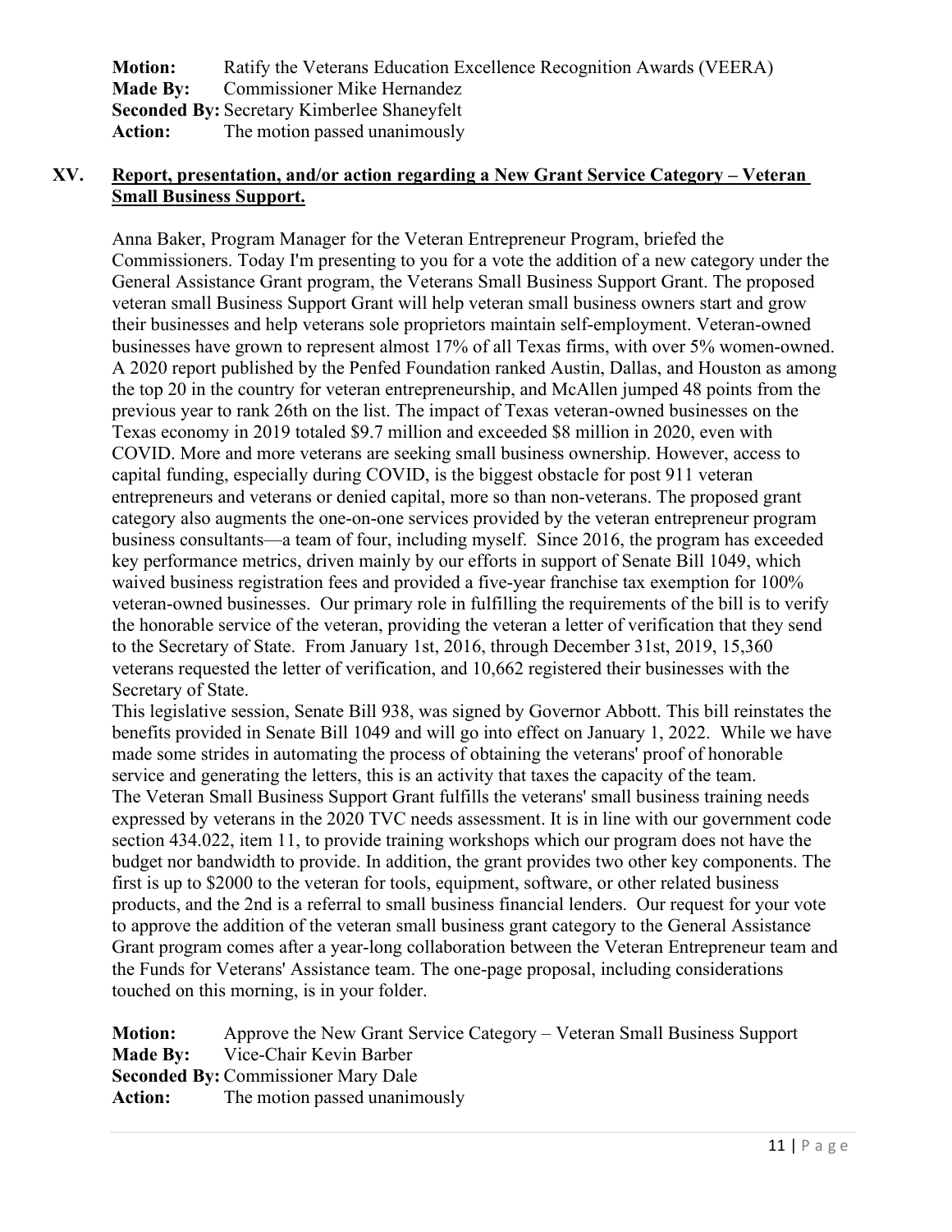**Motion:** Ratify the Veterans Education Excellence Recognition Awards (VEERA)
**Made By:** Commissioner Mike Hernandez
**Seconded By:** Secretary Kimberlee Shaneyfelt
**Action:** The motion passed unanimously

## XV. Report, presentation, and/or action regarding a New Grant Service Category – Veteran Small Business Support.

Anna Baker, Program Manager for the Veteran Entrepreneur Program, briefed the Commissioners. Today I'm presenting to you for a vote the addition of a new category under the General Assistance Grant program, the Veterans Small Business Support Grant. The proposed veteran small Business Support Grant will help veteran small business owners start and grow their businesses and help veterans sole proprietors maintain self-employment. Veteran-owned businesses have grown to represent almost 17% of all Texas firms, with over 5% women-owned. A 2020 report published by the Penfed Foundation ranked Austin, Dallas, and Houston as among the top 20 in the country for veteran entrepreneurship, and McAllen jumped 48 points from the previous year to rank 26th on the list. The impact of Texas veteran-owned businesses on the Texas economy in 2019 totaled $9.7 million and exceeded $8 million in 2020, even with COVID. More and more veterans are seeking small business ownership. However, access to capital funding, especially during COVID, is the biggest obstacle for post 911 veteran entrepreneurs and veterans or denied capital, more so than non-veterans. The proposed grant category also augments the one-on-one services provided by the veteran entrepreneur program business consultants—a team of four, including myself. Since 2016, the program has exceeded key performance metrics, driven mainly by our efforts in support of Senate Bill 1049, which waived business registration fees and provided a five-year franchise tax exemption for 100% veteran-owned businesses. Our primary role in fulfilling the requirements of the bill is to verify the honorable service of the veteran, providing the veteran a letter of verification that they send to the Secretary of State. From January 1st, 2016, through December 31st, 2019, 15,360 veterans requested the letter of verification, and 10,662 registered their businesses with the Secretary of State.

This legislative session, Senate Bill 938, was signed by Governor Abbott. This bill reinstates the benefits provided in Senate Bill 1049 and will go into effect on January 1, 2022. While we have made some strides in automating the process of obtaining the veterans' proof of honorable service and generating the letters, this is an activity that taxes the capacity of the team.

The Veteran Small Business Support Grant fulfills the veterans' small business training needs expressed by veterans in the 2020 TVC needs assessment. It is in line with our government code section 434.022, item 11, to provide training workshops which our program does not have the budget nor bandwidth to provide. In addition, the grant provides two other key components. The first is up to $2000 to the veteran for tools, equipment, software, or other related business products, and the 2nd is a referral to small business financial lenders. Our request for your vote to approve the addition of the veteran small business grant category to the General Assistance Grant program comes after a year-long collaboration between the Veteran Entrepreneur team and the Funds for Veterans' Assistance team. The one-page proposal, including considerations touched on this morning, is in your folder.

**Motion:** Approve the New Grant Service Category – Veteran Small Business Support
**Made By:** Vice-Chair Kevin Barber
**Seconded By:** Commissioner Mary Dale
**Action:** The motion passed unanimously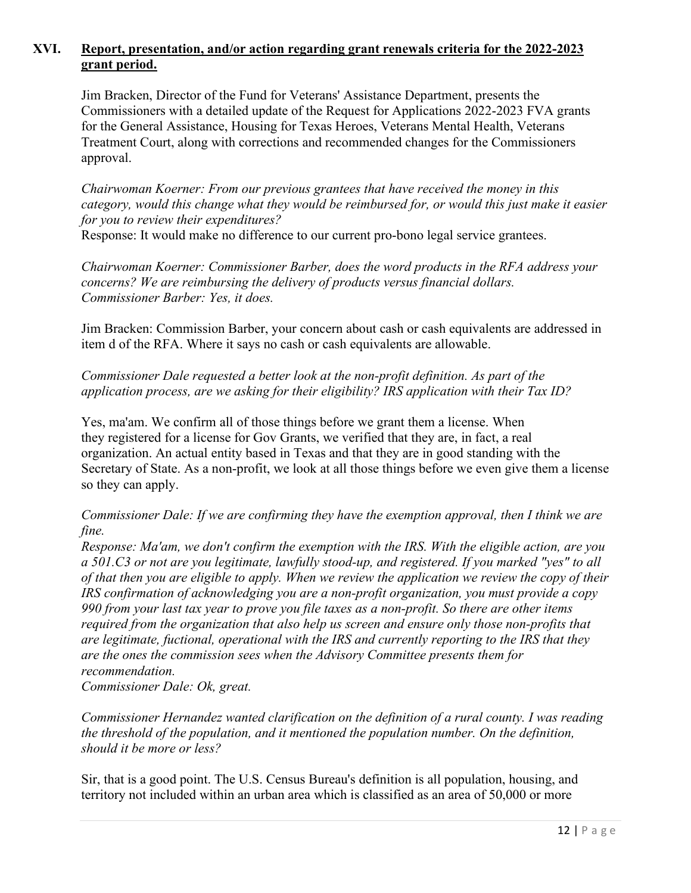## XVI. **Report, presentation, and/or action regarding grant renewals criteria for the 2022-2023 grant period.**

Jim Bracken, Director of the Fund for Veterans' Assistance Department, presents the Commissioners with a detailed update of the Request for Applications 2022-2023 FVA grants for the General Assistance, Housing for Texas Heroes, Veterans Mental Health, Veterans Treatment Court, along with corrections and recommended changes for the Commissioners approval.

*Chairwoman Koerner: From our previous grantees that have received the money in this category, would this change what they would be reimbursed for, or would this just make it easier for you to review their expenditures?*
Response: It would make no difference to our current pro-bono legal service grantees.

*Chairwoman Koerner: Commissioner Barber, does the word products in the RFA address your concerns? We are reimbursing the delivery of products versus financial dollars.*
*Commissioner Barber: Yes, it does.*

Jim Bracken: Commission Barber, your concern about cash or cash equivalents are addressed in item d of the RFA. Where it says no cash or cash equivalents are allowable.

*Commissioner Dale requested a better look at the non-profit definition. As part of the application process, are we asking for their eligibility? IRS application with their Tax ID?*

Yes, ma'am. We confirm all of those things before we grant them a license. When they registered for a license for Gov Grants, we verified that they are, in fact, a real organization. An actual entity based in Texas and that they are in good standing with the Secretary of State. As a non-profit, we look at all those things before we even give them a license so they can apply.

*Commissioner Dale: If we are confirming they have the exemption approval, then I think we are fine.*
*Response: Ma'am, we don't confirm the exemption with the IRS. With the eligible action, are you a 501.C3 or not are you legitimate, lawfully stood-up, and registered. If you marked "yes" to all of that then you are eligible to apply. When we review the application we review the copy of their IRS confirmation of acknowledging you are a non-profit organization, you must provide a copy 990 from your last tax year to prove you file taxes as a non-profit. So there are other items required from the organization that also help us screen and ensure only those non-profits that are legitimate, fuctional, operational with the IRS and currently reporting to the IRS that they are the ones the commission sees when the Advisory Committee presents them for recommendation.*
*Commissioner Dale: Ok, great.*

*Commissioner Hernandez wanted clarification on the definition of a rural county. I was reading the threshold of the population, and it mentioned the population number. On the definition, should it be more or less?*

Sir, that is a good point. The U.S. Census Bureau's definition is all population, housing, and territory not included within an urban area which is classified as an area of 50,000 or more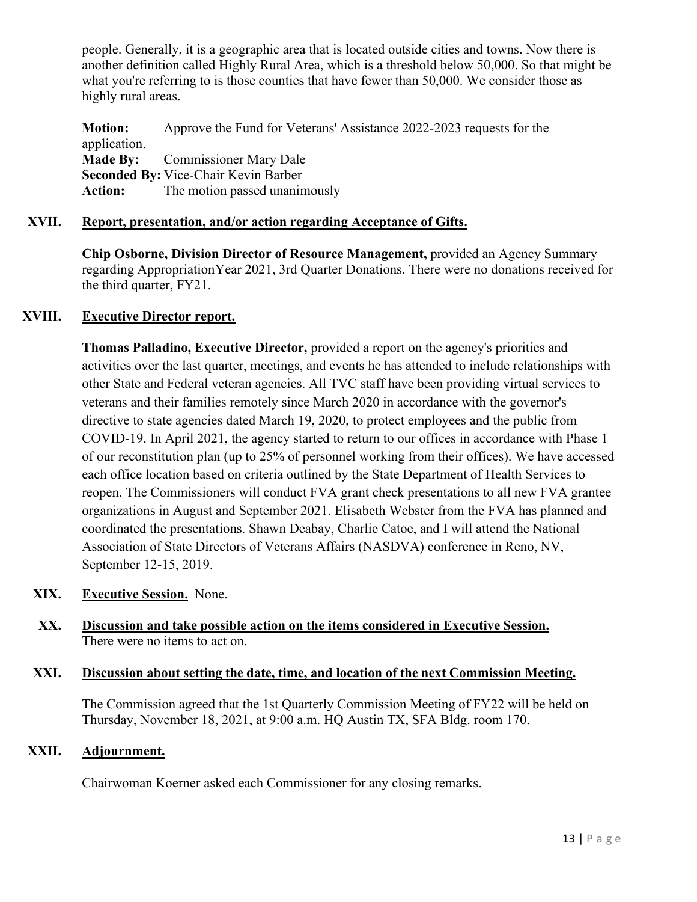people. Generally, it is a geographic area that is located outside cities and towns. Now there is another definition called Highly Rural Area, which is a threshold below 50,000. So that might be what you're referring to is those counties that have fewer than 50,000. We consider those as highly rural areas.

**Motion:** Approve the Fund for Veterans' Assistance 2022-2023 requests for the application.
**Made By:** Commissioner Mary Dale
**Seconded By:** Vice-Chair Kevin Barber
**Action:** The motion passed unanimously

## XVII. Report, presentation, and/or action regarding Acceptance of Gifts.

**Chip Osborne, Division Director of Resource Management,** provided an Agency Summary regarding AppropriationYear 2021, 3rd Quarter Donations. There were no donations received for the third quarter, FY21.

## XVIII. Executive Director report.

**Thomas Palladino, Executive Director,** provided a report on the agency's priorities and activities over the last quarter, meetings, and events he has attended to include relationships with other State and Federal veteran agencies. All TVC staff have been providing virtual services to veterans and their families remotely since March 2020 in accordance with the governor's directive to state agencies dated March 19, 2020, to protect employees and the public from COVID-19. In April 2021, the agency started to return to our offices in accordance with Phase 1 of our reconstitution plan (up to 25% of personnel working from their offices). We have accessed each office location based on criteria outlined by the State Department of Health Services to reopen. The Commissioners will conduct FVA grant check presentations to all new FVA grantee organizations in August and September 2021. Elisabeth Webster from the FVA has planned and coordinated the presentations. Shawn Deabay, Charlie Catoe, and I will attend the National Association of State Directors of Veterans Affairs (NASDVA) conference in Reno, NV, September 12-15, 2019.

## XIX. Executive Session. None.

## XX. Discussion and take possible action on the items considered in Executive Session.

There were no items to act on.

## XXI. Discussion about setting the date, time, and location of the next Commission Meeting.

The Commission agreed that the 1st Quarterly Commission Meeting of FY22 will be held on Thursday, November 18, 2021, at 9:00 a.m. HQ Austin TX, SFA Bldg. room 170.

## XXII. Adjournment.

Chairwoman Koerner asked each Commissioner for any closing remarks.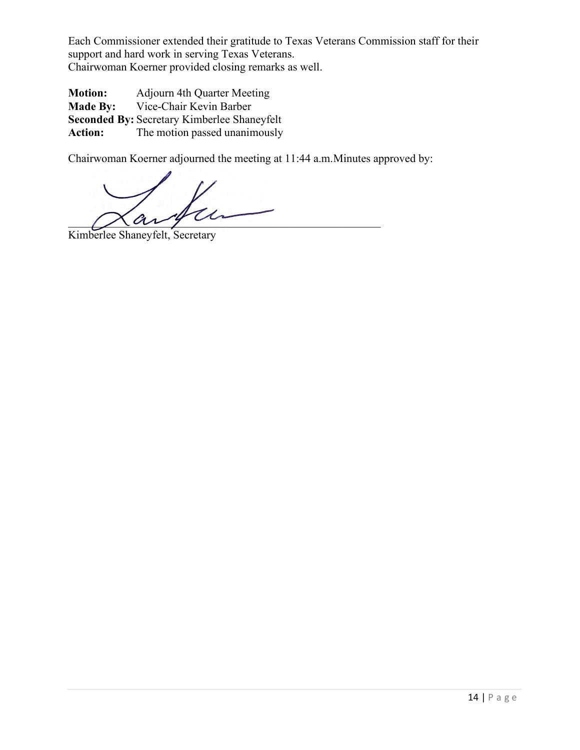Each Commissioner extended their gratitude to Texas Veterans Commission staff for their support and hard work in serving Texas Veterans.
Chairwoman Koerner provided closing remarks as well.

**Motion:** Adjourn 4th Quarter Meeting
**Made By:** Vice-Chair Kevin Barber
**Seconded By:** Secretary Kimberlee Shaneyfelt
**Action:** The motion passed unanimously

Chairwoman Koerner adjourned the meeting at 11:44 a.m.Minutes approved by:

\_\_\_\_\_\_\_\_\_\_\_\_\_\_\_\_\_\_\_\_\_\_\_\_\_\_\_\_\_\_\_\_\_\_\_\_\_\_\_\_\_\_\_\_\_\_
Kimberlee Shaneyfelt, Secretary